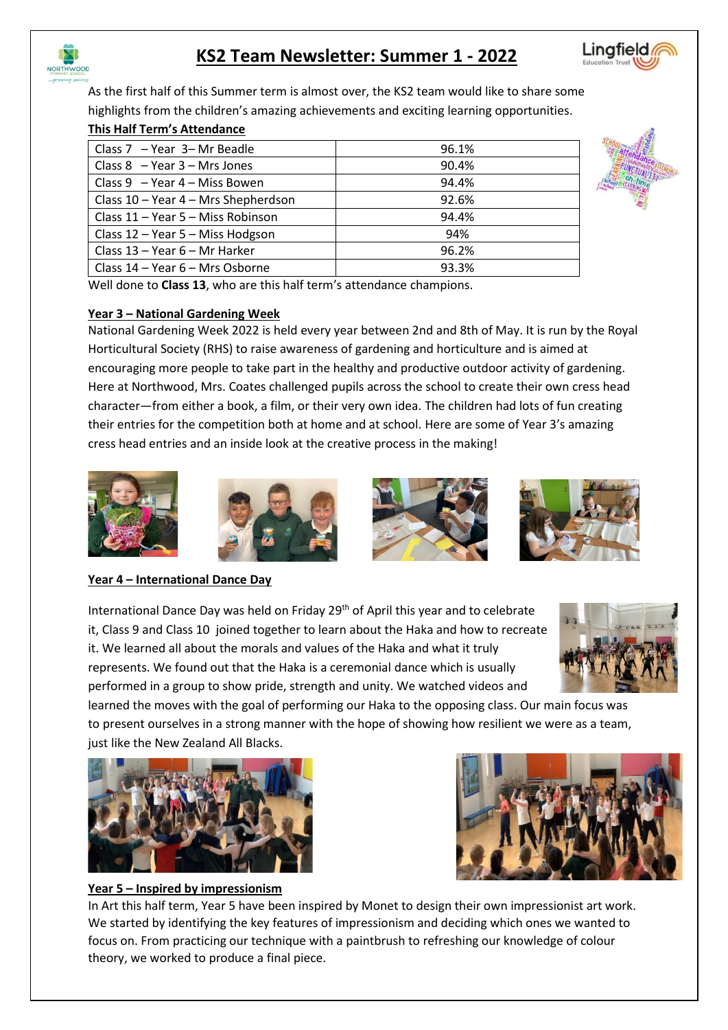# KS2 Team Newsletter: Summer 1 - 2022

As the first half of this Summer term is almost over, the KS2 team would like to share some highlights from the children's amazing achievements and exciting learning opportunities.

## This Half Term's Attendance

| Class | Attendance |
|---|---|
| Class 7 – Year 3– Mr Beadle | 96.1% |
| Class 8 – Year 3 – Mrs Jones | 90.4% |
| Class 9 – Year 4 – Miss Bowen | 94.4% |
| Class 10 – Year 4 – Mrs Shepherdson | 92.6% |
| Class 11 – Year 5 – Miss Robinson | 94.4% |
| Class 12 – Year 5 – Miss Hodgson | 94% |
| Class 13 – Year 6 – Mr Harker | 96.2% |
| Class 14 – Year 6 – Mrs Osborne | 93.3% |

Well done to **Class 13**, who are this half term's attendance champions.

## Year 3 – National Gardening Week

National Gardening Week 2022 is held every year between 2nd and 8th of May. It is run by the Royal Horticultural Society (RHS) to raise awareness of gardening and horticulture and is aimed at encouraging more people to take part in the healthy and productive outdoor activity of gardening. Here at Northwood, Mrs. Coates challenged pupils across the school to create their own cress head character—from either a book, a film, or their very own idea. The children had lots of fun creating their entries for the competition both at home and at school. Here are some of Year 3's amazing cress head entries and an inside look at the creative process in the making!

## Year 4 – International Dance Day

International Dance Day was held on Friday 29th of April this year and to celebrate it, Class 9 and Class 10 joined together to learn about the Haka and how to recreate it. We learned all about the morals and values of the Haka and what it truly represents. We found out that the Haka is a ceremonial dance which is usually performed in a group to show pride, strength and unity. We watched videos and learned the moves with the goal of performing our Haka to the opposing class. Our main focus was to present ourselves in a strong manner with the hope of showing how resilient we were as a team, just like the New Zealand All Blacks.

## Year 5 – Inspired by impressionism

In Art this half term, Year 5 have been inspired by Monet to design their own impressionist art work. We started by identifying the key features of impressionism and deciding which ones we wanted to focus on. From practicing our technique with a paintbrush to refreshing our knowledge of colour theory, we worked to produce a final piece.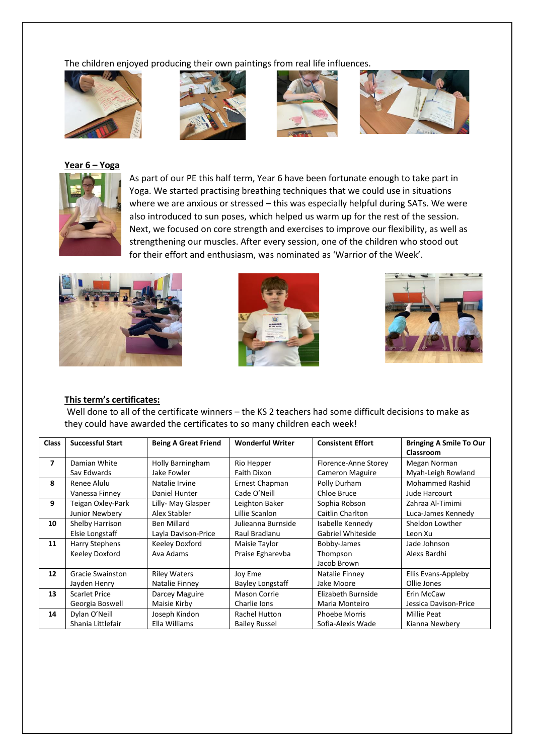The children enjoyed producing their own paintings from real life influences.

**Year 6 – Yoga**

As part of our PE this half term, Year 6 have been fortunate enough to take part in Yoga. We started practising breathing techniques that we could use in situations where we are anxious or stressed – this was especially helpful during SATs. We were also introduced to sun poses, which helped us warm up for the rest of the session. Next, we focused on core strength and exercises to improve our flexibility, as well as strengthening our muscles. After every session, one of the children who stood out for their effort and enthusiasm, was nominated as 'Warrior of the Week'.

**This term's certificates:**

Well done to all of the certificate winners – the KS 2 teachers had some difficult decisions to make as they could have awarded the certificates to so many children each week!

| Class | Successful Start | Being A Great Friend | Wonderful Writer | Consistent Effort | Bringing A Smile To Our Classroom |
|---|---|---|---|---|---|
| **7** | Damian White<br>Sav Edwards | Holly Barningham<br>Jake Fowler | Rio Hepper<br>Faith Dixon | Florence-Anne Storey<br>Cameron Maguire | Megan Norman<br>Myah-Leigh Rowland |
| **8** | Renee Alulu<br>Vanessa Finney | Natalie Irvine<br>Daniel Hunter | Ernest Chapman<br>Cade O'Neill | Polly Durham<br>Chloe Bruce | Mohammed Rashid<br>Jude Harcourt |
| **9** | Teigan Oxley-Park<br>Junior Newbery | Lilly- May Glasper<br>Alex Stabler | Leighton Baker<br>Lillie Scanlon | Sophia Robson<br>Caitlin Charlton | Zahraa Al-Timimi<br>Luca-James Kennedy |
| **10** | Shelby Harrison<br>Elsie Longstaff | Ben Millard<br>Layla Davison-Price | Julieanna Burnside<br>Raul Bradianu | Isabelle Kennedy<br>Gabriel Whiteside | Sheldon Lowther<br>Leon Xu |
| **11** | Harry Stephens<br>Keeley Doxford | Keeley Doxford<br>Ava Adams | Maisie Taylor<br>Praise Egharevba | Bobby-James Thompson<br>Jacob Brown | Jade Johnson<br>Alexs Bardhi |
| **12** | Gracie Swainston<br>Jayden Henry | Riley Waters<br>Natalie Finney | Joy Eme<br>Bayley Longstaff | Natalie Finney<br>Jake Moore | Ellis Evans-Appleby<br>Ollie Jones |
| **13** | Scarlet Price<br>Georgia Boswell | Darcey Maguire<br>Maisie Kirby | Mason Corrie<br>Charlie Ions | Elizabeth Burnside<br>Maria Monteiro | Erin McCaw<br>Jessica Davison-Price |
| **14** | Dylan O'Neill<br>Shania Littlefair | Joseph Kindon<br>Ella Williams | Rachel Hutton<br>Bailey Russel | Phoebe Morris<br>Sofia-Alexis Wade | Millie Peat<br>Kianna Newbery |